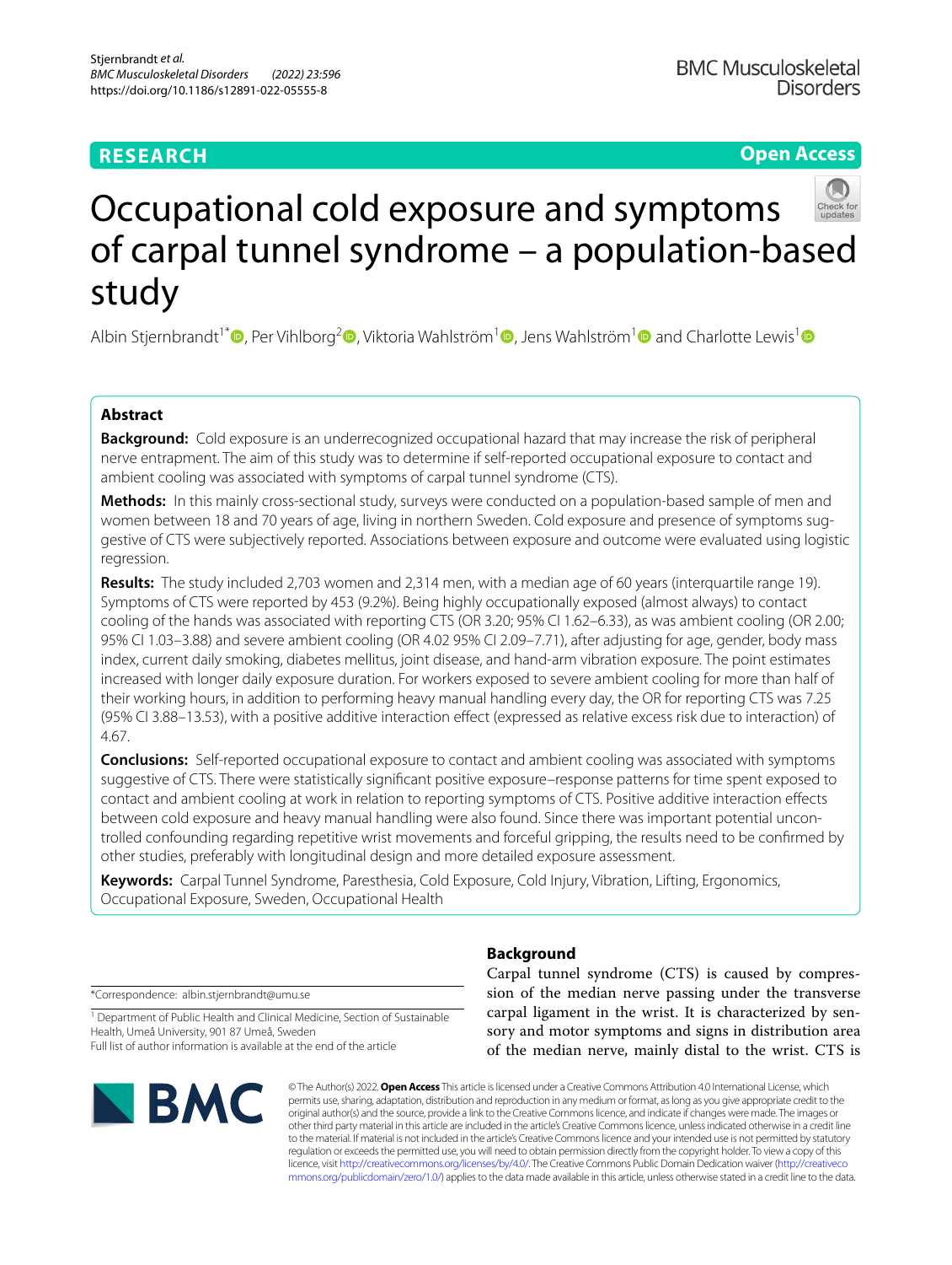# Occupational cold exposure and symptoms of carpal tunnel syndrome – a population-based study

Albin Stjernbrandt[1*], Per Vihlborg[2], Viktoria Wahlström[1], Jens Wahlström[1] and Charlotte Lewis[1]

## Abstract

**Background:** Cold exposure is an underrecognized occupational hazard that may increase the risk of peripheral nerve entrapment. The aim of this study was to determine if self-reported occupational exposure to contact and ambient cooling was associated with symptoms of carpal tunnel syndrome (CTS).

**Methods:** In this mainly cross-sectional study, surveys were conducted on a population-based sample of men and women between 18 and 70 years of age, living in northern Sweden. Cold exposure and presence of symptoms suggestive of CTS were subjectively reported. Associations between exposure and outcome were evaluated using logistic regression.

**Results:** The study included 2,703 women and 2,314 men, with a median age of 60 years (interquartile range 19). Symptoms of CTS were reported by 453 (9.2%). Being highly occupationally exposed (almost always) to contact cooling of the hands was associated with reporting CTS (OR 3.20; 95% CI 1.62–6.33), as was ambient cooling (OR 2.00; 95% CI 1.03–3.88) and severe ambient cooling (OR 4.02 95% CI 2.09–7.71), after adjusting for age, gender, body mass index, current daily smoking, diabetes mellitus, joint disease, and hand-arm vibration exposure. The point estimates increased with longer daily exposure duration. For workers exposed to severe ambient cooling for more than half of their working hours, in addition to performing heavy manual handling every day, the OR for reporting CTS was 7.25 (95% CI 3.88–13.53), with a positive additive interaction effect (expressed as relative excess risk due to interaction) of 4.67.

**Conclusions:** Self-reported occupational exposure to contact and ambient cooling was associated with symptoms suggestive of CTS. There were statistically significant positive exposure–response patterns for time spent exposed to contact and ambient cooling at work in relation to reporting symptoms of CTS. Positive additive interaction effects between cold exposure and heavy manual handling were also found. Since there was important potential uncontrolled confounding regarding repetitive wrist movements and forceful gripping, the results need to be confirmed by other studies, preferably with longitudinal design and more detailed exposure assessment.

**Keywords:** Carpal Tunnel Syndrome, Paresthesia, Cold Exposure, Cold Injury, Vibration, Lifting, Ergonomics, Occupational Exposure, Sweden, Occupational Health

*Correspondence: albin.stjernbrandt@umu.se

[1] Department of Public Health and Clinical Medicine, Section of Sustainable Health, Umeå University, 901 87 Umeå, Sweden

Full list of author information is available at the end of the article

## Background

Carpal tunnel syndrome (CTS) is caused by compression of the median nerve passing under the transverse carpal ligament in the wrist. It is characterized by sensory and motor symptoms and signs in distribution area of the median nerve, mainly distal to the wrist. CTS is

© The Author(s) 2022. **Open Access** This article is licensed under a Creative Commons Attribution 4.0 International License, which permits use, sharing, adaptation, distribution and reproduction in any medium or format, as long as you give appropriate credit to the original author(s) and the source, provide a link to the Creative Commons licence, and indicate if changes were made. The images or other third party material in this article are included in the article's Creative Commons licence, unless indicated otherwise in a credit line to the material. If material is not included in the article's Creative Commons licence and your intended use is not permitted by statutory regulation or exceeds the permitted use, you will need to obtain permission directly from the copyright holder. To view a copy of this licence, visit http://creativecommons.org/licenses/by/4.0/. The Creative Commons Public Domain Dedication waiver (http://creativecommons.org/publicdomain/zero/1.0/) applies to the data made available in this article, unless otherwise stated in a credit line to the data.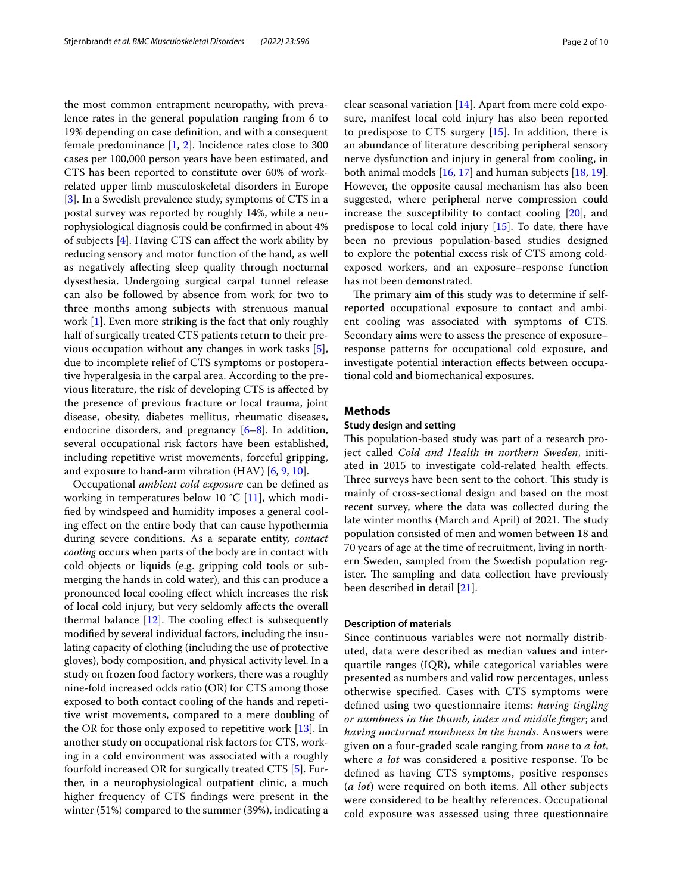the most common entrapment neuropathy, with prevalence rates in the general population ranging from 6 to 19% depending on case definition, and with a consequent female predominance [1, 2]. Incidence rates close to 300 cases per 100,000 person years have been estimated, and CTS has been reported to constitute over 60% of work-related upper limb musculoskeletal disorders in Europe [3]. In a Swedish prevalence study, symptoms of CTS in a postal survey was reported by roughly 14%, while a neurophysiological diagnosis could be confirmed in about 4% of subjects [4]. Having CTS can affect the work ability by reducing sensory and motor function of the hand, as well as negatively affecting sleep quality through nocturnal dysesthesia. Undergoing surgical carpal tunnel release can also be followed by absence from work for two to three months among subjects with strenuous manual work [1]. Even more striking is the fact that only roughly half of surgically treated CTS patients return to their previous occupation without any changes in work tasks [5], due to incomplete relief of CTS symptoms or postoperative hyperalgesia in the carpal area. According to the previous literature, the risk of developing CTS is affected by the presence of previous fracture or local trauma, joint disease, obesity, diabetes mellitus, rheumatic diseases, endocrine disorders, and pregnancy [6–8]. In addition, several occupational risk factors have been established, including repetitive wrist movements, forceful gripping, and exposure to hand-arm vibration (HAV) [6, 9, 10].

Occupational *ambient cold exposure* can be defined as working in temperatures below 10 °C [11], which modified by windspeed and humidity imposes a general cooling effect on the entire body that can cause hypothermia during severe conditions. As a separate entity, *contact cooling* occurs when parts of the body are in contact with cold objects or liquids (e.g. gripping cold tools or submerging the hands in cold water), and this can produce a pronounced local cooling effect which increases the risk of local cold injury, but very seldomly affects the overall thermal balance [12]. The cooling effect is subsequently modified by several individual factors, including the insulating capacity of clothing (including the use of protective gloves), body composition, and physical activity level. In a study on frozen food factory workers, there was a roughly nine-fold increased odds ratio (OR) for CTS among those exposed to both contact cooling of the hands and repetitive wrist movements, compared to a mere doubling of the OR for those only exposed to repetitive work [13]. In another study on occupational risk factors for CTS, working in a cold environment was associated with a roughly fourfold increased OR for surgically treated CTS [5]. Further, in a neurophysiological outpatient clinic, a much higher frequency of CTS findings were present in the winter (51%) compared to the summer (39%), indicating a clear seasonal variation [14]. Apart from mere cold exposure, manifest local cold injury has also been reported to predispose to CTS surgery [15]. In addition, there is an abundance of literature describing peripheral sensory nerve dysfunction and injury in general from cooling, in both animal models [16, 17] and human subjects [18, 19]. However, the opposite causal mechanism has also been suggested, where peripheral nerve compression could increase the susceptibility to contact cooling [20], and predispose to local cold injury [15]. To date, there have been no previous population-based studies designed to explore the potential excess risk of CTS among cold-exposed workers, and an exposure–response function has not been demonstrated.

The primary aim of this study was to determine if self-reported occupational exposure to contact and ambient cooling was associated with symptoms of CTS. Secondary aims were to assess the presence of exposure–response patterns for occupational cold exposure, and investigate potential interaction effects between occupational cold and biomechanical exposures.

## Methods

### Study design and setting

This population-based study was part of a research project called *Cold and Health in northern Sweden*, initiated in 2015 to investigate cold-related health effects. Three surveys have been sent to the cohort. This study is mainly of cross-sectional design and based on the most recent survey, where the data was collected during the late winter months (March and April) of 2021. The study population consisted of men and women between 18 and 70 years of age at the time of recruitment, living in northern Sweden, sampled from the Swedish population register. The sampling and data collection have previously been described in detail [21].

### Description of materials

Since continuous variables were not normally distributed, data were described as median values and interquartile ranges (IQR), while categorical variables were presented as numbers and valid row percentages, unless otherwise specified. Cases with CTS symptoms were defined using two questionnaire items: *having tingling or numbness in the thumb, index and middle finger*; and *having nocturnal numbness in the hands.* Answers were given on a four-graded scale ranging from *none* to *a lot*, where *a lot* was considered a positive response. To be defined as having CTS symptoms, positive responses (*a lot*) were required on both items. All other subjects were considered to be healthy references. Occupational cold exposure was assessed using three questionnaire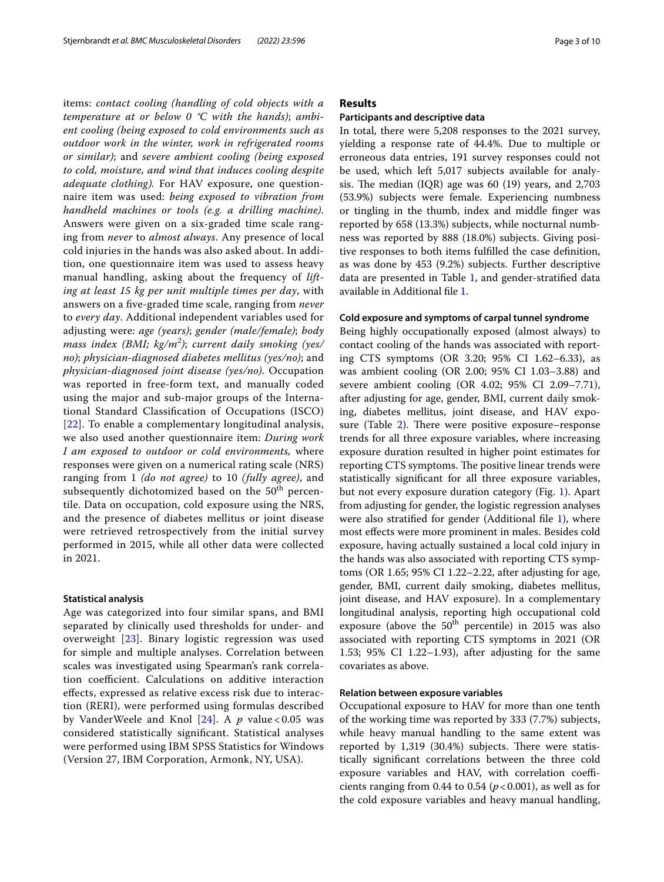items: *contact cooling (handling of cold objects with a temperature at or below 0 °C with the hands)*; *ambient cooling (being exposed to cold environments such as outdoor work in the winter, work in refrigerated rooms or similar)*; and *severe ambient cooling (being exposed to cold, moisture, and wind that induces cooling despite adequate clothing)*. For HAV exposure, one questionnaire item was used: *being exposed to vibration from handheld machines or tools (e.g. a drilling machine)*. Answers were given on a six-graded time scale ranging from *never* to *almost always*. Any presence of local cold injuries in the hands was also asked about. In addition, one questionnaire item was used to assess heavy manual handling, asking about the frequency of *lifting at least 15 kg per unit multiple times per day*, with answers on a five-graded time scale, ranging from *never* to *every day*. Additional independent variables used for adjusting were: *age (years)*; *gender (male/female)*; *body mass index (BMI; kg/m$^2$)*; *current daily smoking (yes/no)*; *physician-diagnosed diabetes mellitus (yes/no)*; and *physician-diagnosed joint disease (yes/no)*. Occupation was reported in free-form text, and manually coded using the major and sub-major groups of the International Standard Classification of Occupations (ISCO) [22]. To enable a complementary longitudinal analysis, we also used another questionnaire item: *During work I am exposed to outdoor or cold environments,* where responses were given on a numerical rating scale (NRS) ranging from 1 *(do not agree)* to 10 *(fully agree)*, and subsequently dichotomized based on the 50$^{th}$ percentile. Data on occupation, cold exposure using the NRS, and the presence of diabetes mellitus or joint disease were retrieved retrospectively from the initial survey performed in 2015, while all other data were collected in 2021.

### Statistical analysis

Age was categorized into four similar spans, and BMI separated by clinically used thresholds for under- and overweight [23]. Binary logistic regression was used for simple and multiple analyses. Correlation between scales was investigated using Spearman's rank correlation coefficient. Calculations on additive interaction effects, expressed as relative excess risk due to interaction (RERI), were performed using formulas described by VanderWeele and Knol [24]. A $p$ value $< 0.05$ was considered statistically significant. Statistical analyses were performed using IBM SPSS Statistics for Windows (Version 27, IBM Corporation, Armonk, NY, USA).

## Results

### Participants and descriptive data

In total, there were 5,208 responses to the 2021 survey, yielding a response rate of 44.4%. Due to multiple or erroneous data entries, 191 survey responses could not be used, which left 5,017 subjects available for analysis. The median (IQR) age was 60 (19) years, and 2,703 (53.9%) subjects were female. Experiencing numbness or tingling in the thumb, index and middle finger was reported by 658 (13.3%) subjects, while nocturnal numbness was reported by 888 (18.0%) subjects. Giving positive responses to both items fulfilled the case definition, as was done by 453 (9.2%) subjects. Further descriptive data are presented in Table 1, and gender-stratified data available in Additional file 1.

### Cold exposure and symptoms of carpal tunnel syndrome

Being highly occupationally exposed (almost always) to contact cooling of the hands was associated with reporting CTS symptoms (OR 3.20; 95% CI 1.62–6.33), as was ambient cooling (OR 2.00; 95% CI 1.03–3.88) and severe ambient cooling (OR 4.02; 95% CI 2.09–7.71), after adjusting for age, gender, BMI, current daily smoking, diabetes mellitus, joint disease, and HAV exposure (Table 2). There were positive exposure–response trends for all three exposure variables, where increasing exposure duration resulted in higher point estimates for reporting CTS symptoms. The positive linear trends were statistically significant for all three exposure variables, but not every exposure duration category (Fig. 1). Apart from adjusting for gender, the logistic regression analyses were also stratified for gender (Additional file 1), where most effects were more prominent in males. Besides cold exposure, having actually sustained a local cold injury in the hands was also associated with reporting CTS symptoms (OR 1.65; 95% CI 1.22–2.22, after adjusting for age, gender, BMI, current daily smoking, diabetes mellitus, joint disease, and HAV exposure). In a complementary longitudinal analysis, reporting high occupational cold exposure (above the 50$^{th}$ percentile) in 2015 was also associated with reporting CTS symptoms in 2021 (OR 1.53; 95% CI 1.22–1.93), after adjusting for the same covariates as above.

### Relation between exposure variables

Occupational exposure to HAV for more than one tenth of the working time was reported by 333 (7.7%) subjects, while heavy manual handling to the same extent was reported by 1,319 (30.4%) subjects. There were statistically significant correlations between the three cold exposure variables and HAV, with correlation coefficients ranging from 0.44 to 0.54 ($p < 0.001$), as well as for the cold exposure variables and heavy manual handling,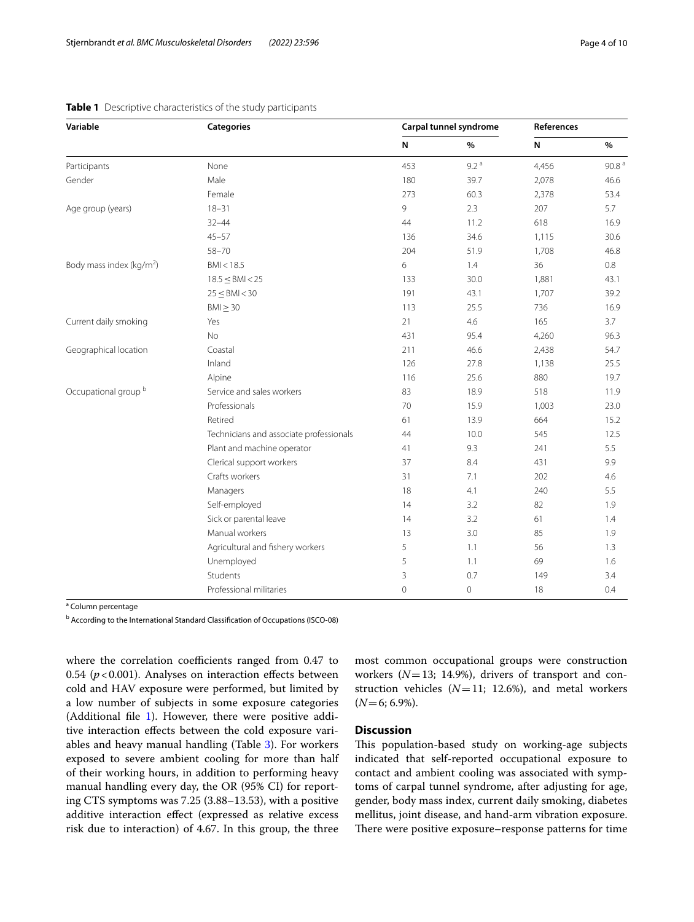**Table 1** Descriptive characteristics of the study participants

| Variable | Categories | Carpal tunnel syndrome | | References | |
|---|---|---|---|---|---|
| | | N | % | N | % |
| Participants | None | 453 | 9.2 [a] | 4,456 | 90.8 [a] |
| Gender | Male | 180 | 39.7 | 2,078 | 46.6 |
| | Female | 273 | 60.3 | 2,378 | 53.4 |
| Age group (years) | 18–31 | 9 | 2.3 | 207 | 5.7 |
| | 32–44 | 44 | 11.2 | 618 | 16.9 |
| | 45–57 | 136 | 34.6 | 1,115 | 30.6 |
| | 58–70 | 204 | 51.9 | 1,708 | 46.8 |
| Body mass index (kg/m$^2$) | BMI < 18.5 | 6 | 1.4 | 36 | 0.8 |
| | 18.5 ≤ BMI < 25 | 133 | 30.0 | 1,881 | 43.1 |
| | 25 ≤ BMI < 30 | 191 | 43.1 | 1,707 | 39.2 |
| | BMI ≥ 30 | 113 | 25.5 | 736 | 16.9 |
| Current daily smoking | Yes | 21 | 4.6 | 165 | 3.7 |
| | No | 431 | 95.4 | 4,260 | 96.3 |
| Geographical location | Coastal | 211 | 46.6 | 2,438 | 54.7 |
| | Inland | 126 | 27.8 | 1,138 | 25.5 |
| | Alpine | 116 | 25.6 | 880 | 19.7 |
| Occupational group [b] | Service and sales workers | 83 | 18.9 | 518 | 11.9 |
| | Professionals | 70 | 15.9 | 1,003 | 23.0 |
| | Retired | 61 | 13.9 | 664 | 15.2 |
| | Technicians and associate professionals | 44 | 10.0 | 545 | 12.5 |
| | Plant and machine operator | 41 | 9.3 | 241 | 5.5 |
| | Clerical support workers | 37 | 8.4 | 431 | 9.9 |
| | Crafts workers | 31 | 7.1 | 202 | 4.6 |
| | Managers | 18 | 4.1 | 240 | 5.5 |
| | Self-employed | 14 | 3.2 | 82 | 1.9 |
| | Sick or parental leave | 14 | 3.2 | 61 | 1.4 |
| | Manual workers | 13 | 3.0 | 85 | 1.9 |
| | Agricultural and fishery workers | 5 | 1.1 | 56 | 1.3 |
| | Unemployed | 5 | 1.1 | 69 | 1.6 |
| | Students | 3 | 0.7 | 149 | 3.4 |
| | Professional militaries | 0 | 0 | 18 | 0.4 |

[a] Column percentage

[b] According to the International Standard Classification of Occupations (ISCO-08)

where the correlation coefficients ranged from 0.47 to 0.54 ($p < 0.001$). Analyses on interaction effects between cold and HAV exposure were performed, but limited by a low number of subjects in some exposure categories (Additional file 1). However, there were positive additive interaction effects between the cold exposure variables and heavy manual handling (Table 3). For workers exposed to severe ambient cooling for more than half of their working hours, in addition to performing heavy manual handling every day, the OR (95% CI) for reporting CTS symptoms was 7.25 (3.88–13.53), with a positive additive interaction effect (expressed as relative excess risk due to interaction) of 4.67. In this group, the three most common occupational groups were construction workers ($N = 13$; 14.9%), drivers of transport and construction vehicles ($N = 11$; 12.6%), and metal workers ($N = 6$; 6.9%).

## Discussion

This population-based study on working-age subjects indicated that self-reported occupational exposure to contact and ambient cooling was associated with symptoms of carpal tunnel syndrome, after adjusting for age, gender, body mass index, current daily smoking, diabetes mellitus, joint disease, and hand-arm vibration exposure. There were positive exposure–response patterns for time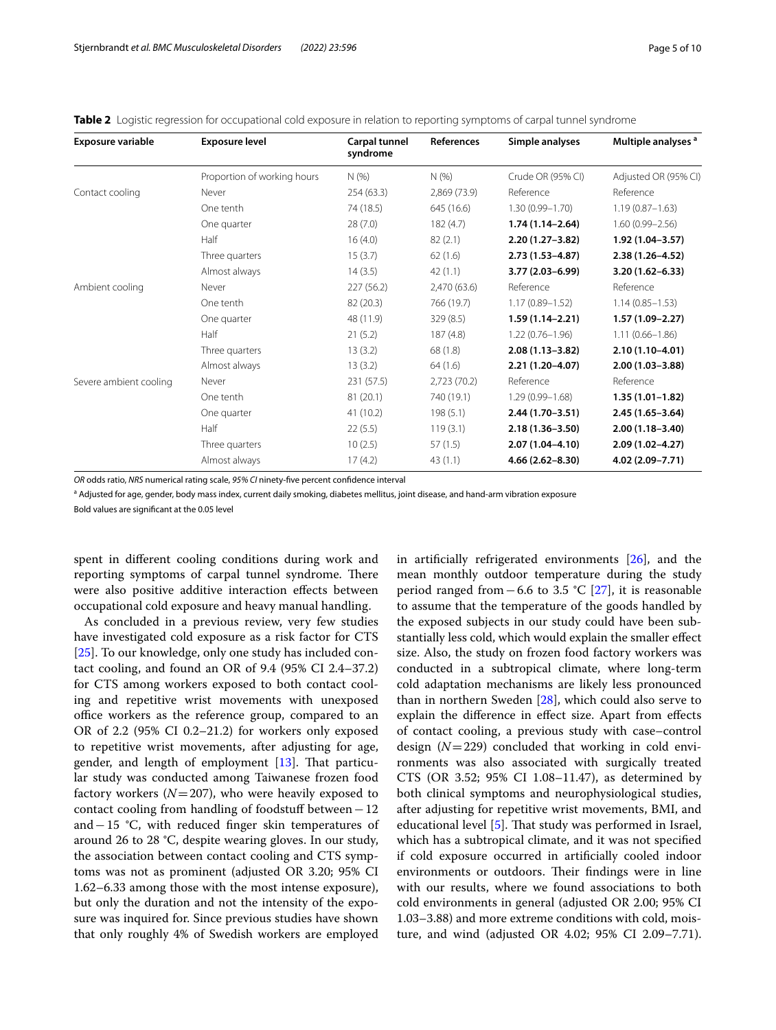**Table 2** Logistic regression for occupational cold exposure in relation to reporting symptoms of carpal tunnel syndrome

| Exposure variable | Exposure level | Carpal tunnel syndrome | References | Simple analyses | Multiple analyses [a] |
|---|---|---|---|---|---|
| | Proportion of working hours | N (%) | N (%) | Crude OR (95% CI) | Adjusted OR (95% CI) |
| Contact cooling | Never | 254 (63.3) | 2,869 (73.9) | Reference | Reference |
| | One tenth | 74 (18.5) | 645 (16.6) | 1.30 (0.99–1.70) | 1.19 (0.87–1.63) |
| | One quarter | 28 (7.0) | 182 (4.7) | **1.74 (1.14–2.64)** | 1.60 (0.99–2.56) |
| | Half | 16 (4.0) | 82 (2.1) | **2.20 (1.27–3.82)** | **1.92 (1.04–3.57)** |
| | Three quarters | 15 (3.7) | 62 (1.6) | **2.73 (1.53–4.87)** | **2.38 (1.26–4.52)** |
| | Almost always | 14 (3.5) | 42 (1.1) | **3.77 (2.03–6.99)** | **3.20 (1.62–6.33)** |
| Ambient cooling | Never | 227 (56.2) | 2,470 (63.6) | Reference | Reference |
| | One tenth | 82 (20.3) | 766 (19.7) | 1.17 (0.89–1.52) | 1.14 (0.85–1.53) |
| | One quarter | 48 (11.9) | 329 (8.5) | **1.59 (1.14–2.21)** | **1.57 (1.09–2.27)** |
| | Half | 21 (5.2) | 187 (4.8) | 1.22 (0.76–1.96) | 1.11 (0.66–1.86) |
| | Three quarters | 13 (3.2) | 68 (1.8) | **2.08 (1.13–3.82)** | **2.10 (1.10–4.01)** |
| | Almost always | 13 (3.2) | 64 (1.6) | **2.21 (1.20–4.07)** | **2.00 (1.03–3.88)** |
| Severe ambient cooling | Never | 231 (57.5) | 2,723 (70.2) | Reference | Reference |
| | One tenth | 81 (20.1) | 740 (19.1) | 1.29 (0.99–1.68) | **1.35 (1.01–1.82)** |
| | One quarter | 41 (10.2) | 198 (5.1) | **2.44 (1.70–3.51)** | **2.45 (1.65–3.64)** |
| | Half | 22 (5.5) | 119 (3.1) | **2.18 (1.36–3.50)** | **2.00 (1.18–3.40)** |
| | Three quarters | 10 (2.5) | 57 (1.5) | **2.07 (1.04–4.10)** | **2.09 (1.02–4.27)** |
| | Almost always | 17 (4.2) | 43 (1.1) | **4.66 (2.62–8.30)** | **4.02 (2.09–7.71)** |

*OR* odds ratio, *NRS* numerical rating scale, *95% CI* ninety-five percent confidence interval

[a] Adjusted for age, gender, body mass index, current daily smoking, diabetes mellitus, joint disease, and hand-arm vibration exposure

Bold values are significant at the 0.05 level

spent in different cooling conditions during work and reporting symptoms of carpal tunnel syndrome. There were also positive additive interaction effects between occupational cold exposure and heavy manual handling.

As concluded in a previous review, very few studies have investigated cold exposure as a risk factor for CTS [25]. To our knowledge, only one study has included contact cooling, and found an OR of 9.4 (95% CI 2.4–37.2) for CTS among workers exposed to both contact cooling and repetitive wrist movements with unexposed office workers as the reference group, compared to an OR of 2.2 (95% CI 0.2–21.2) for workers only exposed to repetitive wrist movements, after adjusting for age, gender, and length of employment [13]. That particular study was conducted among Taiwanese frozen food factory workers ($N=207$), who were heavily exposed to contact cooling from handling of foodstuff between −12 and −15 °C, with reduced finger skin temperatures of around 26 to 28 °C, despite wearing gloves. In our study, the association between contact cooling and CTS symptoms was not as prominent (adjusted OR 3.20; 95% CI 1.62–6.33 among those with the most intense exposure), but only the duration and not the intensity of the exposure was inquired for. Since previous studies have shown that only roughly 4% of Swedish workers are employed in artificially refrigerated environments [26], and the mean monthly outdoor temperature during the study period ranged from −6.6 to 3.5 °C [27], it is reasonable to assume that the temperature of the goods handled by the exposed subjects in our study could have been substantially less cold, which would explain the smaller effect size. Also, the study on frozen food factory workers was conducted in a subtropical climate, where long-term cold adaptation mechanisms are likely less pronounced than in northern Sweden [28], which could also serve to explain the difference in effect size. Apart from effects of contact cooling, a previous study with case–control design ($N=229$) concluded that working in cold environments was also associated with surgically treated CTS (OR 3.52; 95% CI 1.08–11.47), as determined by both clinical symptoms and neurophysiological studies, after adjusting for repetitive wrist movements, BMI, and educational level [5]. That study was performed in Israel, which has a subtropical climate, and it was not specified if cold exposure occurred in artificially cooled indoor environments or outdoors. Their findings were in line with our results, where we found associations to both cold environments in general (adjusted OR 2.00; 95% CI 1.03–3.88) and more extreme conditions with cold, moisture, and wind (adjusted OR 4.02; 95% CI 2.09–7.71).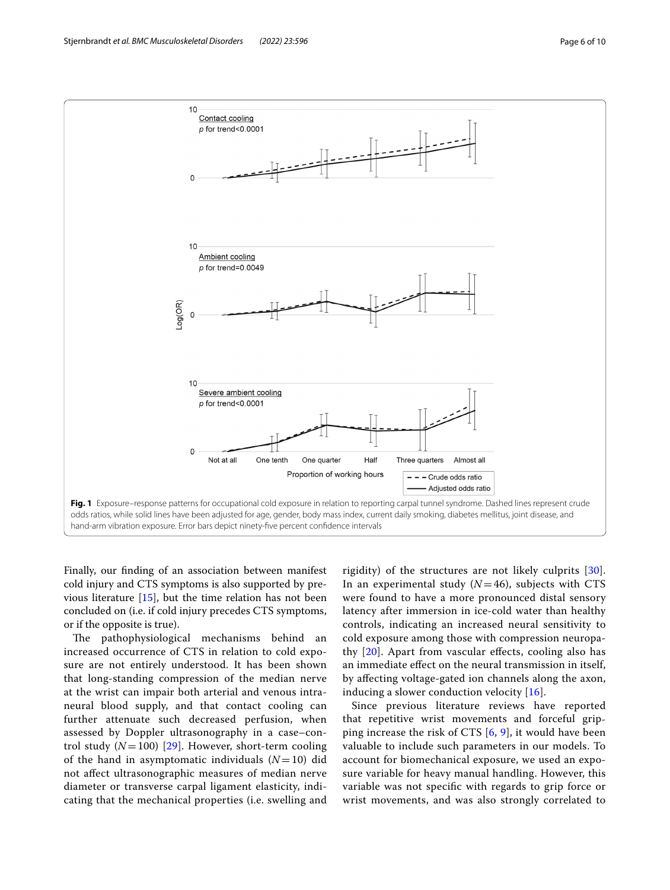**Fig. 1** Exposure–response patterns for occupational cold exposure in relation to reporting carpal tunnel syndrome. Dashed lines represent crude odds ratios, while solid lines have been adjusted for age, gender, body mass index, current daily smoking, diabetes mellitus, joint disease, and hand-arm vibration exposure. Error bars depict ninety-five percent confidence intervals

Finally, our finding of an association between manifest cold injury and CTS symptoms is also supported by previous literature [15], but the time relation has not been concluded on (i.e. if cold injury precedes CTS symptoms, or if the opposite is true).

The pathophysiological mechanisms behind an increased occurrence of CTS in relation to cold exposure are not entirely understood. It has been shown that long-standing compression of the median nerve at the wrist can impair both arterial and venous intraneural blood supply, and that contact cooling can further attenuate such decreased perfusion, when assessed by Doppler ultrasonography in a case–control study ($N=100$) [29]. However, short-term cooling of the hand in asymptomatic individuals ($N=10$) did not affect ultrasonographic measures of median nerve diameter or transverse carpal ligament elasticity, indicating that the mechanical properties (i.e. swelling and rigidity) of the structures are not likely culprits [30]. In an experimental study ($N=46$), subjects with CTS were found to have a more pronounced distal sensory latency after immersion in ice-cold water than healthy controls, indicating an increased neural sensitivity to cold exposure among those with compression neuropathy [20]. Apart from vascular effects, cooling also has an immediate effect on the neural transmission in itself, by affecting voltage-gated ion channels along the axon, inducing a slower conduction velocity [16].

Since previous literature reviews have reported that repetitive wrist movements and forceful gripping increase the risk of CTS [6, 9], it would have been valuable to include such parameters in our models. To account for biomechanical exposure, we used an exposure variable for heavy manual handling. However, this variable was not specific with regards to grip force or wrist movements, and was also strongly correlated to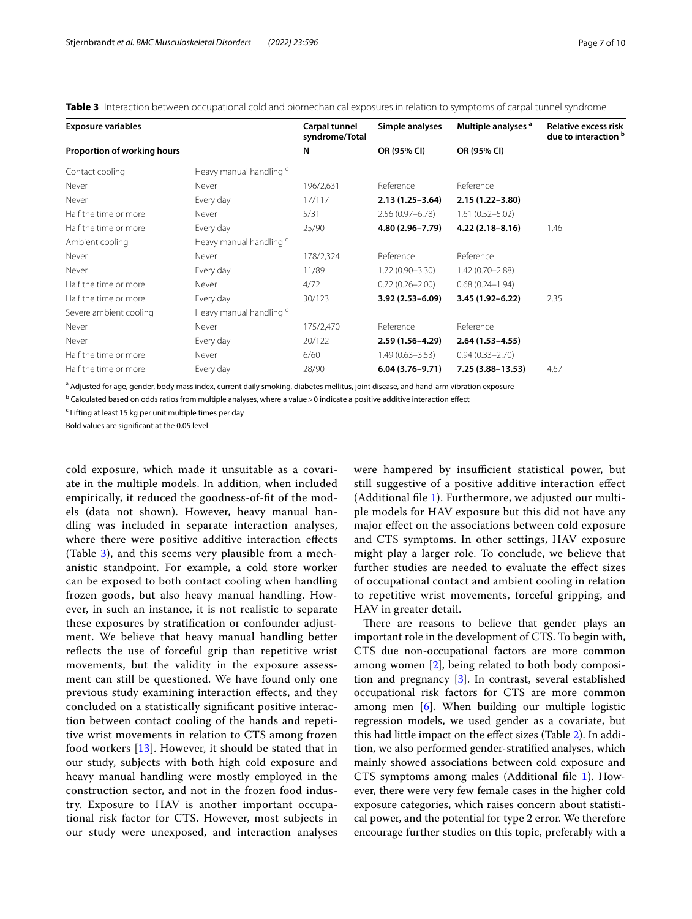**Table 3** Interaction between occupational cold and biomechanical exposures in relation to symptoms of carpal tunnel syndrome

| Exposure variables | | Carpal tunnel syndrome/Total | Simple analyses | Multiple analyses [a] | Relative excess risk due to interaction [b] |
|---|---|---|---|---|---|
| Proportion of working hours | | N | OR (95% CI) | OR (95% CI) | |
| Contact cooling | Heavy manual handling [c] | | | | |
| Never | Never | 196/2,631 | Reference | Reference | |
| Never | Every day | 17/117 | **2.13 (1.25–3.64)** | **2.15 (1.22–3.80)** | |
| Half the time or more | Never | 5/31 | 2.56 (0.97–6.78) | 1.61 (0.52–5.02) | |
| Half the time or more | Every day | 25/90 | **4.80 (2.96–7.79)** | **4.22 (2.18–8.16)** | 1.46 |
| Ambient cooling | Heavy manual handling [c] | | | | |
| Never | Never | 178/2,324 | Reference | Reference | |
| Never | Every day | 11/89 | 1.72 (0.90–3.30) | 1.42 (0.70–2.88) | |
| Half the time or more | Never | 4/72 | 0.72 (0.26–2.00) | 0.68 (0.24–1.94) | |
| Half the time or more | Every day | 30/123 | **3.92 (2.53–6.09)** | **3.45 (1.92–6.22)** | 2.35 |
| Severe ambient cooling | Heavy manual handling [c] | | | | |
| Never | Never | 175/2,470 | Reference | Reference | |
| Never | Every day | 20/122 | **2.59 (1.56–4.29)** | **2.64 (1.53–4.55)** | |
| Half the time or more | Never | 6/60 | 1.49 (0.63–3.53) | 0.94 (0.33–2.70) | |
| Half the time or more | Every day | 28/90 | **6.04 (3.76–9.71)** | **7.25 (3.88–13.53)** | 4.67 |

[a] Adjusted for age, gender, body mass index, current daily smoking, diabetes mellitus, joint disease, and hand-arm vibration exposure

[b] Calculated based on odds ratios from multiple analyses, where a value > 0 indicate a positive additive interaction effect

[c] Lifting at least 15 kg per unit multiple times per day

Bold values are significant at the 0.05 level

cold exposure, which made it unsuitable as a covariate in the multiple models. In addition, when included empirically, it reduced the goodness-of-fit of the models (data not shown). However, heavy manual handling was included in separate interaction analyses, where there were positive additive interaction effects (Table 3), and this seems very plausible from a mechanistic standpoint. For example, a cold store worker can be exposed to both contact cooling when handling frozen goods, but also heavy manual handling. However, in such an instance, it is not realistic to separate these exposures by stratification or confounder adjustment. We believe that heavy manual handling better reflects the use of forceful grip than repetitive wrist movements, but the validity in the exposure assessment can still be questioned. We have found only one previous study examining interaction effects, and they concluded on a statistically significant positive interaction between contact cooling of the hands and repetitive wrist movements in relation to CTS among frozen food workers [13]. However, it should be stated that in our study, subjects with both high cold exposure and heavy manual handling were mostly employed in the construction sector, and not in the frozen food industry. Exposure to HAV is another important occupational risk factor for CTS. However, most subjects in our study were unexposed, and interaction analyses were hampered by insufficient statistical power, but still suggestive of a positive additive interaction effect (Additional file 1). Furthermore, we adjusted our multiple models for HAV exposure but this did not have any major effect on the associations between cold exposure and CTS symptoms. In other settings, HAV exposure might play a larger role. To conclude, we believe that further studies are needed to evaluate the effect sizes of occupational contact and ambient cooling in relation to repetitive wrist movements, forceful gripping, and HAV in greater detail.

There are reasons to believe that gender plays an important role in the development of CTS. To begin with, CTS due non-occupational factors are more common among women [2], being related to both body composition and pregnancy [3]. In contrast, several established occupational risk factors for CTS are more common among men [6]. When building our multiple logistic regression models, we used gender as a covariate, but this had little impact on the effect sizes (Table 2). In addition, we also performed gender-stratified analyses, which mainly showed associations between cold exposure and CTS symptoms among males (Additional file 1). However, there were very few female cases in the higher cold exposure categories, which raises concern about statistical power, and the potential for type 2 error. We therefore encourage further studies on this topic, preferably with a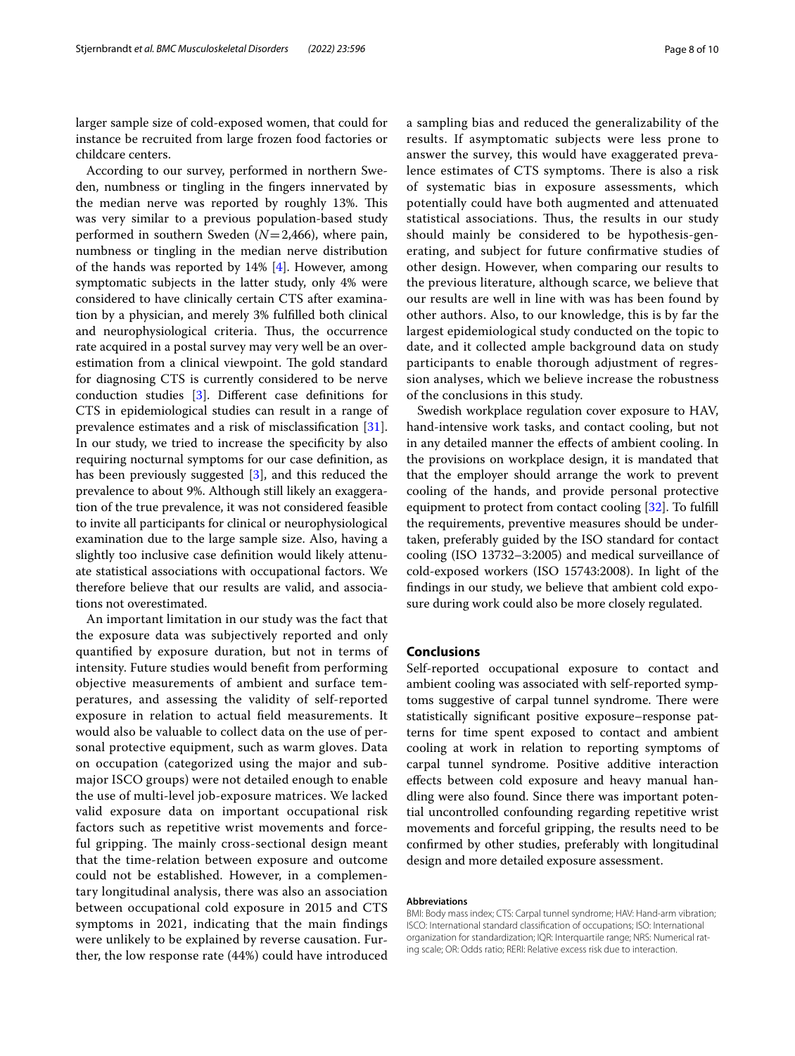larger sample size of cold-exposed women, that could for instance be recruited from large frozen food factories or childcare centers.

According to our survey, performed in northern Sweden, numbness or tingling in the fingers innervated by the median nerve was reported by roughly 13%. This was very similar to a previous population-based study performed in southern Sweden ($N = 2{,}466$), where pain, numbness or tingling in the median nerve distribution of the hands was reported by 14% [4]. However, among symptomatic subjects in the latter study, only 4% were considered to have clinically certain CTS after examination by a physician, and merely 3% fulfilled both clinical and neurophysiological criteria. Thus, the occurrence rate acquired in a postal survey may very well be an overestimation from a clinical viewpoint. The gold standard for diagnosing CTS is currently considered to be nerve conduction studies [3]. Different case definitions for CTS in epidemiological studies can result in a range of prevalence estimates and a risk of misclassification [31]. In our study, we tried to increase the specificity by also requiring nocturnal symptoms for our case definition, as has been previously suggested [3], and this reduced the prevalence to about 9%. Although still likely an exaggeration of the true prevalence, it was not considered feasible to invite all participants for clinical or neurophysiological examination due to the large sample size. Also, having a slightly too inclusive case definition would likely attenuate statistical associations with occupational factors. We therefore believe that our results are valid, and associations not overestimated.

An important limitation in our study was the fact that the exposure data was subjectively reported and only quantified by exposure duration, but not in terms of intensity. Future studies would benefit from performing objective measurements of ambient and surface temperatures, and assessing the validity of self-reported exposure in relation to actual field measurements. It would also be valuable to collect data on the use of personal protective equipment, such as warm gloves. Data on occupation (categorized using the major and sub-major ISCO groups) were not detailed enough to enable the use of multi-level job-exposure matrices. We lacked valid exposure data on important occupational risk factors such as repetitive wrist movements and forceful gripping. The mainly cross-sectional design meant that the time-relation between exposure and outcome could not be established. However, in a complementary longitudinal analysis, there was also an association between occupational cold exposure in 2015 and CTS symptoms in 2021, indicating that the main findings were unlikely to be explained by reverse causation. Further, the low response rate (44%) could have introduced a sampling bias and reduced the generalizability of the results. If asymptomatic subjects were less prone to answer the survey, this would have exaggerated prevalence estimates of CTS symptoms. There is also a risk of systematic bias in exposure assessments, which potentially could have both augmented and attenuated statistical associations. Thus, the results in our study should mainly be considered to be hypothesis-generating, and subject for future confirmative studies of other design. However, when comparing our results to the previous literature, although scarce, we believe that our results are well in line with was has been found by other authors. Also, to our knowledge, this is by far the largest epidemiological study conducted on the topic to date, and it collected ample background data on study participants to enable thorough adjustment of regression analyses, which we believe increase the robustness of the conclusions in this study.

Swedish workplace regulation cover exposure to HAV, hand-intensive work tasks, and contact cooling, but not in any detailed manner the effects of ambient cooling. In the provisions on workplace design, it is mandated that that the employer should arrange the work to prevent cooling of the hands, and provide personal protective equipment to protect from contact cooling [32]. To fulfill the requirements, preventive measures should be undertaken, preferably guided by the ISO standard for contact cooling (ISO 13732–3:2005) and medical surveillance of cold-exposed workers (ISO 15743:2008). In light of the findings in our study, we believe that ambient cold exposure during work could also be more closely regulated.

## Conclusions

Self-reported occupational exposure to contact and ambient cooling was associated with self-reported symptoms suggestive of carpal tunnel syndrome. There were statistically significant positive exposure–response patterns for time spent exposed to contact and ambient cooling at work in relation to reporting symptoms of carpal tunnel syndrome. Positive additive interaction effects between cold exposure and heavy manual handling were also found. Since there was important potential uncontrolled confounding regarding repetitive wrist movements and forceful gripping, the results need to be confirmed by other studies, preferably with longitudinal design and more detailed exposure assessment.

#### Abbreviations

BMI: Body mass index; CTS: Carpal tunnel syndrome; HAV: Hand-arm vibration; ISCO: International standard classification of occupations; ISO: International organization for standardization; IQR: Interquartile range; NRS: Numerical rating scale; OR: Odds ratio; RERI: Relative excess risk due to interaction.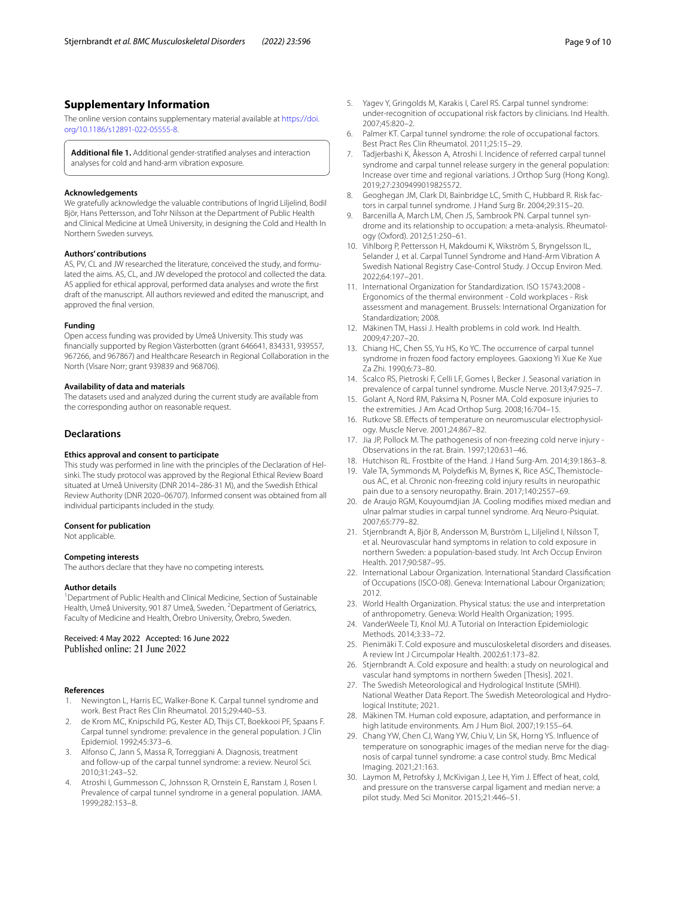## Supplementary Information

The online version contains supplementary material available at https://doi.org/10.1186/s12891-022-05555-8.

**Additional file 1.** Additional gender-stratified analyses and interaction analyses for cold and hand-arm vibration exposure.

#### Acknowledgements

We gratefully acknowledge the valuable contributions of Ingrid Liljelind, Bodil Björ, Hans Pettersson, and Tohr Nilsson at the Department of Public Health and Clinical Medicine at Umeå University, in designing the Cold and Health In Northern Sweden surveys.

#### Authors' contributions

AS, PV, CL and JW researched the literature, conceived the study, and formulated the aims. AS, CL, and JW developed the protocol and collected the data. AS applied for ethical approval, performed data analyses and wrote the first draft of the manuscript. All authors reviewed and edited the manuscript, and approved the final version.

#### Funding

Open access funding was provided by Umeå University. This study was financially supported by Region Västerbotten (grant 646641, 834331, 939557, 967266, and 967867) and Healthcare Research in Regional Collaboration in the North (Visare Norr; grant 939839 and 968706).

#### Availability of data and materials

The datasets used and analyzed during the current study are available from the corresponding author on reasonable request.

## Declarations

#### Ethics approval and consent to participate

This study was performed in line with the principles of the Declaration of Helsinki. The study protocol was approved by the Regional Ethical Review Board situated at Umeå University (DNR 2014–286-31 M), and the Swedish Ethical Review Authority (DNR 2020–06707). Informed consent was obtained from all individual participants included in the study.

#### Consent for publication

Not applicable.

#### Competing interests

The authors declare that they have no competing interests.

#### Author details

[1]Department of Public Health and Clinical Medicine, Section of Sustainable Health, Umeå University, 901 87 Umeå, Sweden. [2]Department of Geriatrics, Faculty of Medicine and Health, Örebro University, Örebro, Sweden.

Received: 4 May 2022 Accepted: 16 June 2022
Published online: 21 June 2022

#### References

1. Newington L, Harris EC, Walker-Bone K. Carpal tunnel syndrome and work. Best Pract Res Clin Rheumatol. 2015;29:440–53.
2. de Krom MC, Knipschild PG, Kester AD, Thijs CT, Boekkooi PF, Spaans F. Carpal tunnel syndrome: prevalence in the general population. J Clin Epidemiol. 1992;45:373–6.
3. Alfonso C, Jann S, Massa R, Torreggiani A. Diagnosis, treatment and follow-up of the carpal tunnel syndrome: a review. Neurol Sci. 2010;31:243–52.
4. Atroshi I, Gummesson C, Johnsson R, Ornstein E, Ranstam J, Rosen I. Prevalence of carpal tunnel syndrome in a general population. JAMA. 1999;282:153–8.
5. Yagev Y, Gringolds M, Karakis I, Carel RS. Carpal tunnel syndrome: under-recognition of occupational risk factors by clinicians. Ind Health. 2007;45:820–2.
6. Palmer KT. Carpal tunnel syndrome: the role of occupational factors. Best Pract Res Clin Rheumatol. 2011;25:15–29.
7. Tadjerbashi K, Åkesson A, Atroshi I. Incidence of referred carpal tunnel syndrome and carpal tunnel release surgery in the general population: Increase over time and regional variations. J Orthop Surg (Hong Kong). 2019;27:2309499019825572.
8. Geoghegan JM, Clark DI, Bainbridge LC, Smith C, Hubbard R. Risk factors in carpal tunnel syndrome. J Hand Surg Br. 2004;29:315–20.
9. Barcenilla A, March LM, Chen JS, Sambrook PN. Carpal tunnel syndrome and its relationship to occupation: a meta-analysis. Rheumatology (Oxford). 2012;51:250–61.
10. Vihlborg P, Pettersson H, Makdoumi K, Wikström S, Bryngelsson IL, Selander J, et al. Carpal Tunnel Syndrome and Hand-Arm Vibration A Swedish National Registry Case-Control Study. J Occup Environ Med. 2022;64:197–201.
11. International Organization for Standardization. ISO 15743:2008 - Ergonomics of the thermal environment - Cold workplaces - Risk assessment and management. Brussels: International Organization for Standardization; 2008.
12. Mäkinen TM, Hassi J. Health problems in cold work. Ind Health. 2009;47:207–20.
13. Chiang HC, Chen SS, Yu HS, Ko YC. The occurrence of carpal tunnel syndrome in frozen food factory employees. Gaoxiong Yi Xue Ke Xue Za Zhi. 1990;6:73–80.
14. Scalco RS, Pietroski F, Celli LF, Gomes I, Becker J. Seasonal variation in prevalence of carpal tunnel syndrome. Muscle Nerve. 2013;47:925–7.
15. Golant A, Nord RM, Paksima N, Posner MA. Cold exposure injuries to the extremities. J Am Acad Orthop Surg. 2008;16:704–15.
16. Rutkove SB. Effects of temperature on neuromuscular electrophysiology. Muscle Nerve. 2001;24:867–82.
17. Jia JP, Pollock M. The pathogenesis of non-freezing cold nerve injury - Observations in the rat. Brain. 1997;120:631–46.
18. Hutchison RL. Frostbite of the Hand. J Hand Surg-Am. 2014;39:1863–8.
19. Vale TA, Symmonds M, Polydefkis M, Byrnes K, Rice ASC, Themistocleous AC, et al. Chronic non-freezing cold injury results in neuropathic pain due to a sensory neuropathy. Brain. 2017;140:2557–69.
20. de Araujo RGM, Kouyoumdjian JA. Cooling modifies mixed median and ulnar palmar studies in carpal tunnel syndrome. Arq Neuro-Psiquiat. 2007;65:779–82.
21. Stjernbrandt A, Björ B, Andersson M, Burström L, Liljelind I, Nilsson T, et al. Neurovascular hand symptoms in relation to cold exposure in northern Sweden: a population-based study. Int Arch Occup Environ Health. 2017;90:587–95.
22. International Labour Organization. International Standard Classification of Occupations (ISCO-08). Geneva: International Labour Organization; 2012.
23. World Health Organization. Physical status: the use and interpretation of anthropometry. Geneva: World Health Organization; 1995.
24. VanderWeele TJ, Knol MJ. A Tutorial on Interaction Epidemiologic Methods. 2014;3:33–72.
25. Pienimäki T. Cold exposure and musculoskeletal disorders and diseases. A review Int J Circumpolar Health. 2002;61:173–82.
26. Stjernbrandt A. Cold exposure and health: a study on neurological and vascular hand symptoms in northern Sweden [Thesis]. 2021.
27. The Swedish Meteorological and Hydrological Institute (SMHI). National Weather Data Report. The Swedish Meteorological and Hydrological Institute; 2021.
28. Mäkinen TM. Human cold exposure, adaptation, and performance in high latitude environments. Am J Hum Biol. 2007;19:155–64.
29. Chang YW, Chen CJ, Wang YW, Chiu V, Lin SK, Horng YS. Influence of temperature on sonographic images of the median nerve for the diagnosis of carpal tunnel syndrome: a case control study. Bmc Medical Imaging. 2021;21:163.
30. Laymon M, Petrofsky J, McKivigan J, Lee H, Yim J. Effect of heat, cold, and pressure on the transverse carpal ligament and median nerve: a pilot study. Med Sci Monitor. 2015;21:446–51.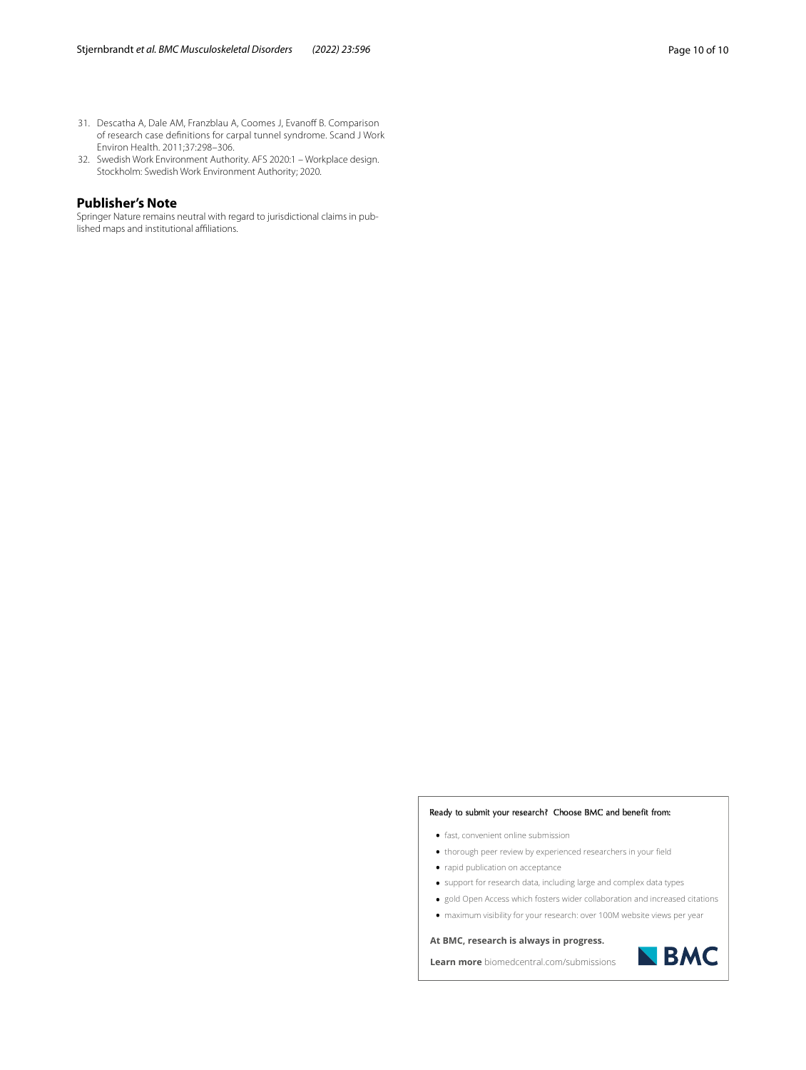31. Descatha A, Dale AM, Franzblau A, Coomes J, Evanoff B. Comparison of research case definitions for carpal tunnel syndrome. Scand J Work Environ Health. 2011;37:298–306.
32. Swedish Work Environment Authority. AFS 2020:1 – Workplace design. Stockholm: Swedish Work Environment Authority; 2020.

## Publisher's Note

Springer Nature remains neutral with regard to jurisdictional claims in published maps and institutional affiliations.

Ready to submit your research? Choose BMC and benefit from:

- fast, convenient online submission
- thorough peer review by experienced researchers in your field
- rapid publication on acceptance
- support for research data, including large and complex data types
- gold Open Access which fosters wider collaboration and increased citations
- maximum visibility for your research: over 100M website views per year

**At BMC, research is always in progress.**

**Learn more** biomedcentral.com/submissions

BMC